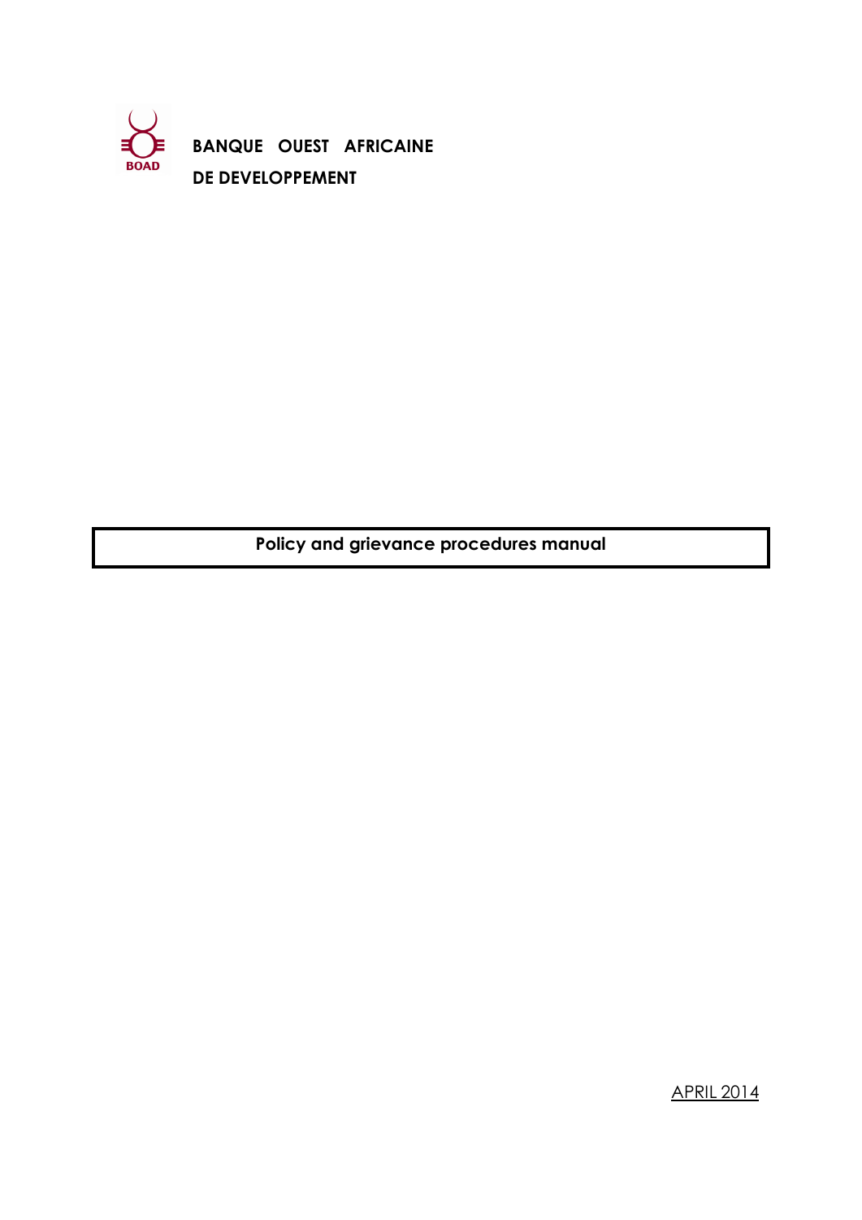BOAD

**BANQUE OUEST AFRICAINE DE DEVELOPPEMENT**

# Policy and grievance procedures manual

APRIL 2014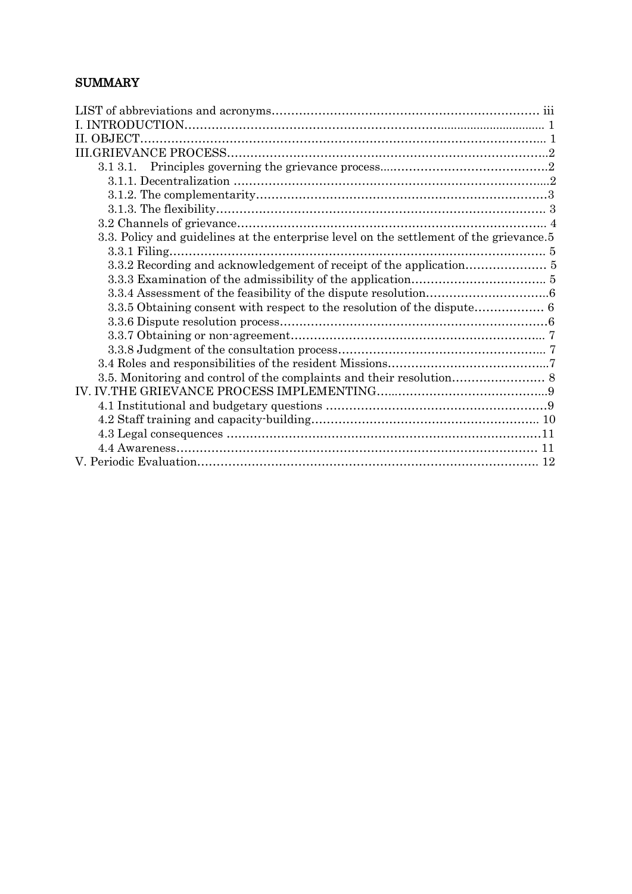## SUMMARY

LIST of abbreviations and acronyms………………………………………………………… iii
I. INTRODUCTION………………………………………………………………………………… 1
II. OBJECT………………………………………………………………………………………….. 1
III.GRIEVANCE PROCESS……………………………………………………………………….2
- 3.1 3.1. Principles governing the grievance process……………………………………….2
  - 3.1.1. Decentralization …………………………………………………………………….2
  - 3.1.2. The complementarity……………………………………………………………….3
  - 3.1.3. The flexibility………………………………………………………………………. 3
- 3.2 Channels of grievance……………………………………………………………………. 4
- 3.3. Policy and guidelines at the enterprise level on the settlement of the grievance.5
  - 3.3.1 Filing……………………………………………………………………………… 5
  - 3.3.2 Recording and acknowledgement of receipt of the application………………… 5
  - 3.3.3 Examination of the admissibility of the application……………………………. 5
  - 3.3.4 Assessment of the feasibility of the dispute resolution………………………….6
  - 3.3.5 Obtaining consent with respect to the resolution of the dispute……………… 6
  - 3.3.6 Dispute resolution process…………………………………………………………6
  - 3.3.7 Obtaining or non-agreement……………………………………………………… 7
  - 3.3.8 Judgment of the consultation process…………………………………………… 7
- 3.4 Roles and responsibilities of the resident Missions…………………………………….7
- 3.5. Monitoring and control of the complaints and their resolution…………………… 8

IV. IV.THE GRIEVANCE PROCESS IMPLEMENTING………………………………………..9
- 4.1 Institutional and budgetary questions ……………………………………………………9
- 4.2 Staff training and capacity-building……………………………………………………. 10
- 4.3 Legal consequences ……………………………………………………………………….11
- 4.4 Awareness………………………………………………………………………………… 11

V. Periodic Evaluation……………………………………………………………………………. 12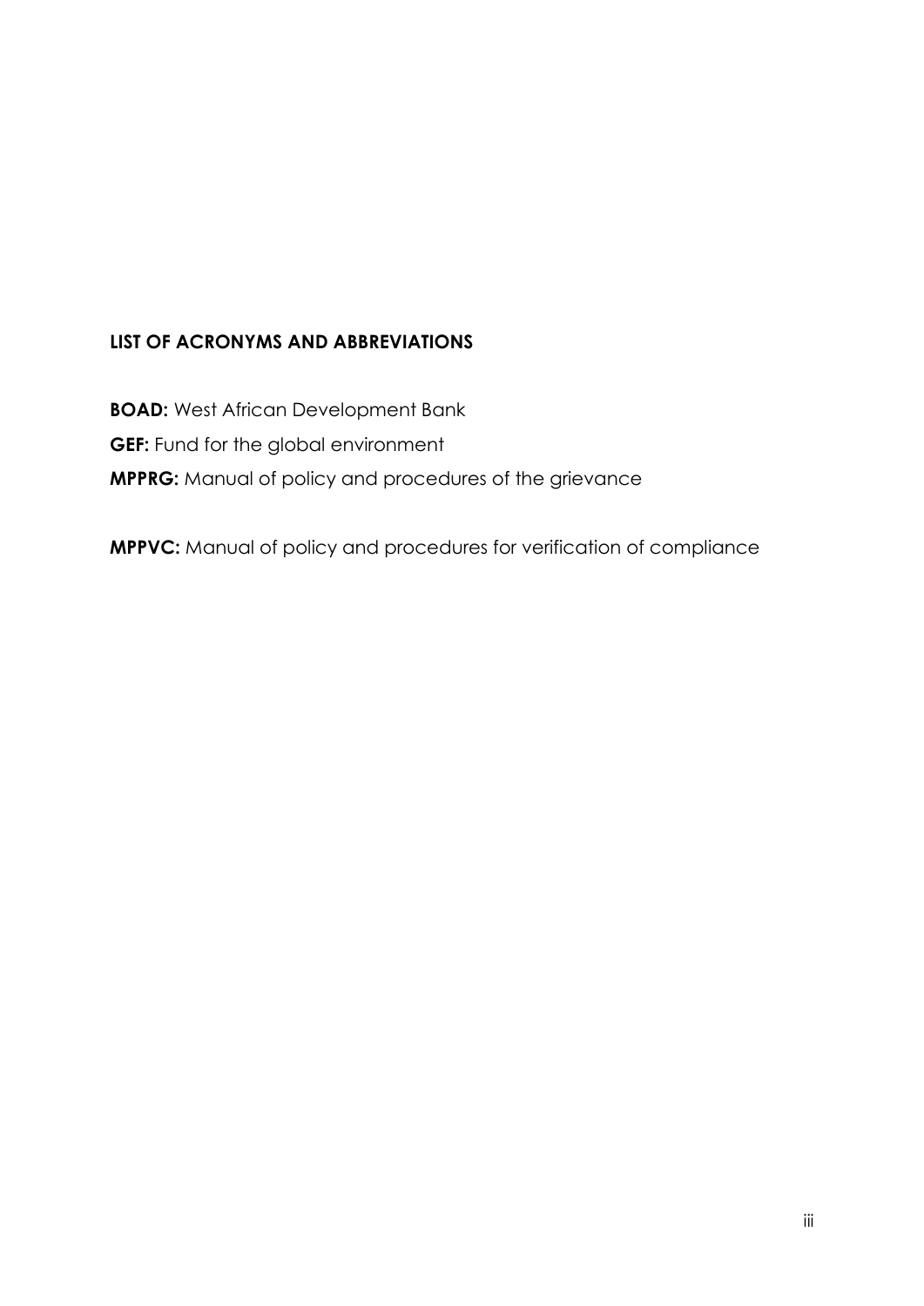## LIST OF ACRONYMS AND ABBREVIATIONS

**BOAD:** West African Development Bank

**GEF:** Fund for the global environment

**MPPRG:** Manual of policy and procedures of the grievance

**MPPVC:** Manual of policy and procedures for verification of compliance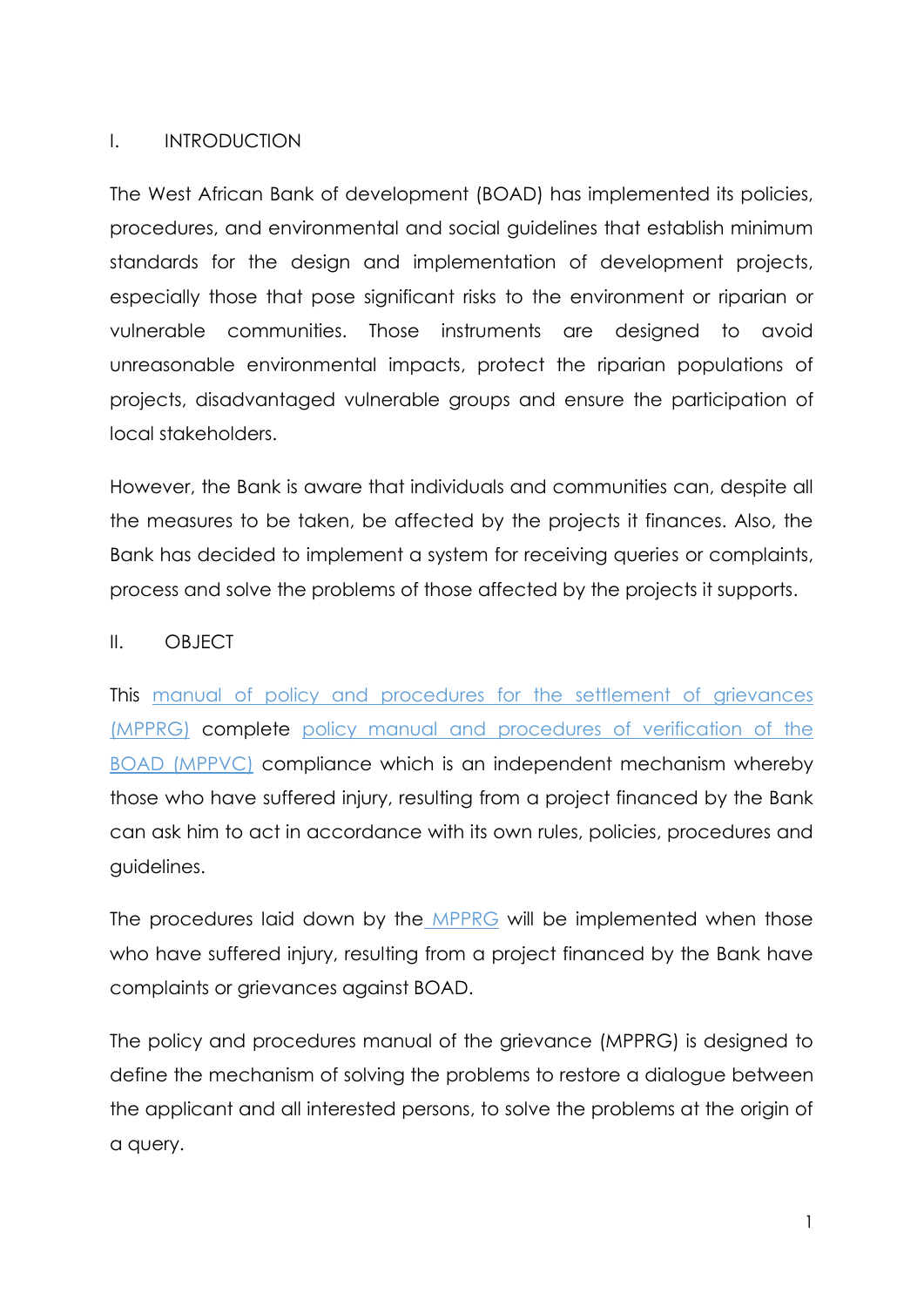## I. INTRODUCTION

The West African Bank of development (BOAD) has implemented its policies, procedures, and environmental and social guidelines that establish minimum standards for the design and implementation of development projects, especially those that pose significant risks to the environment or riparian or vulnerable communities. Those instruments are designed to avoid unreasonable environmental impacts, protect the riparian populations of projects, disadvantaged vulnerable groups and ensure the participation of local stakeholders.

However, the Bank is aware that individuals and communities can, despite all the measures to be taken, be affected by the projects it finances. Also, the Bank has decided to implement a system for receiving queries or complaints, process and solve the problems of those affected by the projects it supports.

## II. OBJECT

This manual of policy and procedures for the settlement of grievances (MPPRG) complete policy manual and procedures of verification of the BOAD (MPPVC) compliance which is an independent mechanism whereby those who have suffered injury, resulting from a project financed by the Bank can ask him to act in accordance with its own rules, policies, procedures and guidelines.

The procedures laid down by the MPPRG will be implemented when those who have suffered injury, resulting from a project financed by the Bank have complaints or grievances against BOAD.

The policy and procedures manual of the grievance (MPPRG) is designed to define the mechanism of solving the problems to restore a dialogue between the applicant and all interested persons, to solve the problems at the origin of a query.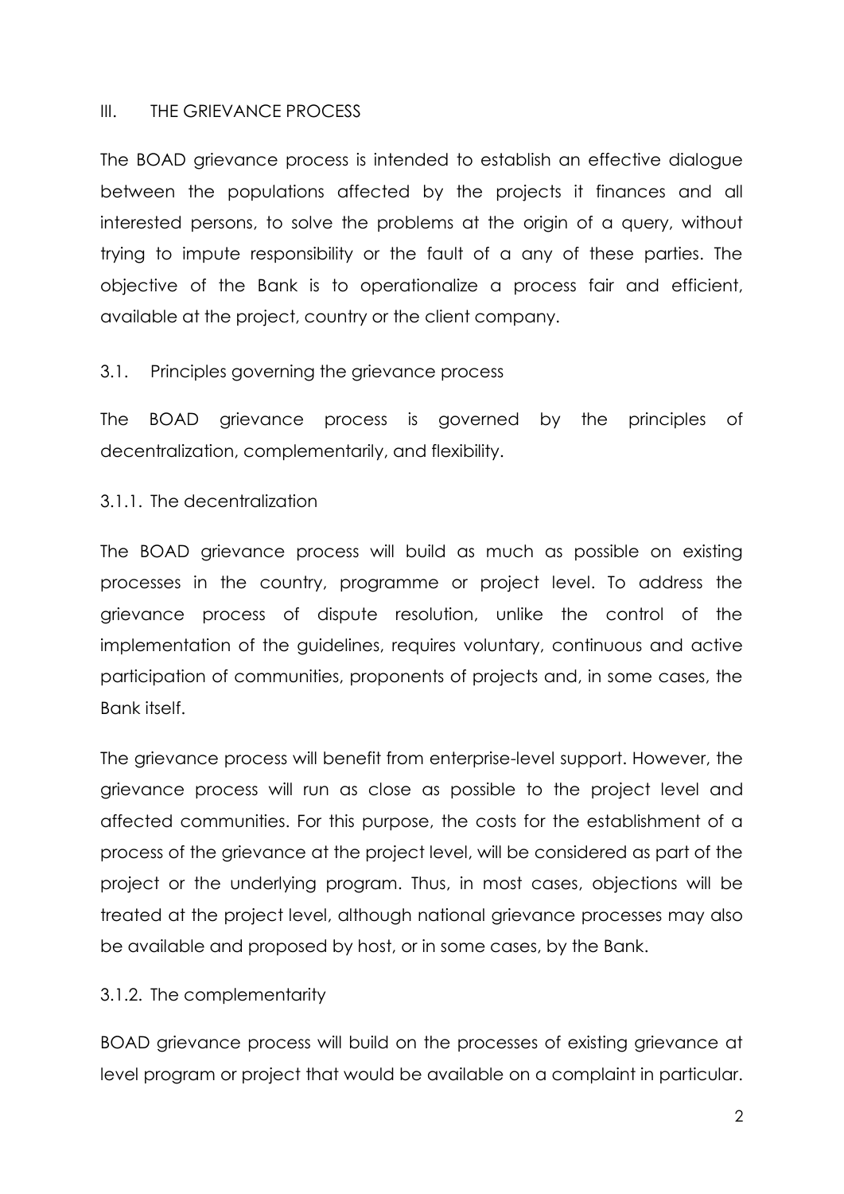## III. THE GRIEVANCE PROCESS

The BOAD grievance process is intended to establish an effective dialogue between the populations affected by the projects it finances and all interested persons, to solve the problems at the origin of a query, without trying to impute responsibility or the fault of a any of these parties. The objective of the Bank is to operationalize a process fair and efficient, available at the project, country or the client company.

### 3.1. Principles governing the grievance process

The BOAD grievance process is governed by the principles of decentralization, complementarily, and flexibility.

#### 3.1.1. The decentralization

The BOAD grievance process will build as much as possible on existing processes in the country, programme or project level. To address the grievance process of dispute resolution, unlike the control of the implementation of the guidelines, requires voluntary, continuous and active participation of communities, proponents of projects and, in some cases, the Bank itself.

The grievance process will benefit from enterprise-level support. However, the grievance process will run as close as possible to the project level and affected communities. For this purpose, the costs for the establishment of a process of the grievance at the project level, will be considered as part of the project or the underlying program. Thus, in most cases, objections will be treated at the project level, although national grievance processes may also be available and proposed by host, or in some cases, by the Bank.

#### 3.1.2. The complementarity

BOAD grievance process will build on the processes of existing grievance at level program or project that would be available on a complaint in particular.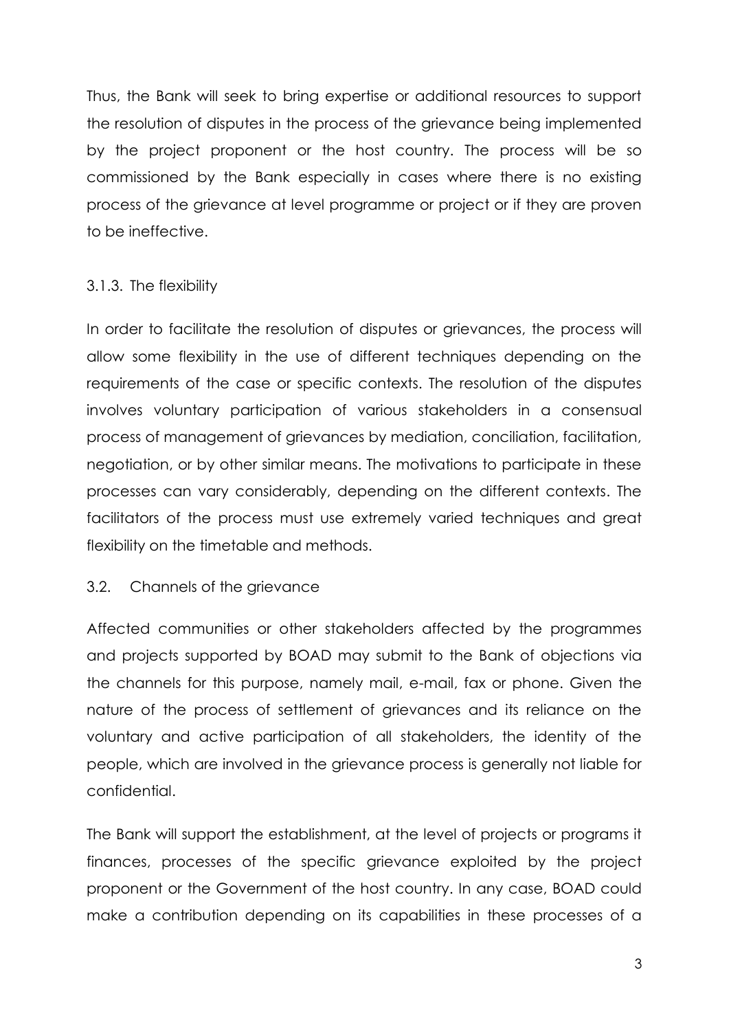Thus, the Bank will seek to bring expertise or additional resources to support the resolution of disputes in the process of the grievance being implemented by the project proponent or the host country. The process will be so commissioned by the Bank especially in cases where there is no existing process of the grievance at level programme or project or if they are proven to be ineffective.

### 3.1.3. The flexibility

In order to facilitate the resolution of disputes or grievances, the process will allow some flexibility in the use of different techniques depending on the requirements of the case or specific contexts. The resolution of the disputes involves voluntary participation of various stakeholders in a consensual process of management of grievances by mediation, conciliation, facilitation, negotiation, or by other similar means. The motivations to participate in these processes can vary considerably, depending on the different contexts. The facilitators of the process must use extremely varied techniques and great flexibility on the timetable and methods.

## 3.2. Channels of the grievance

Affected communities or other stakeholders affected by the programmes and projects supported by BOAD may submit to the Bank of objections via the channels for this purpose, namely mail, e-mail, fax or phone. Given the nature of the process of settlement of grievances and its reliance on the voluntary and active participation of all stakeholders, the identity of the people, which are involved in the grievance process is generally not liable for confidential.

The Bank will support the establishment, at the level of projects or programs it finances, processes of the specific grievance exploited by the project proponent or the Government of the host country. In any case, BOAD could make a contribution depending on its capabilities in these processes of a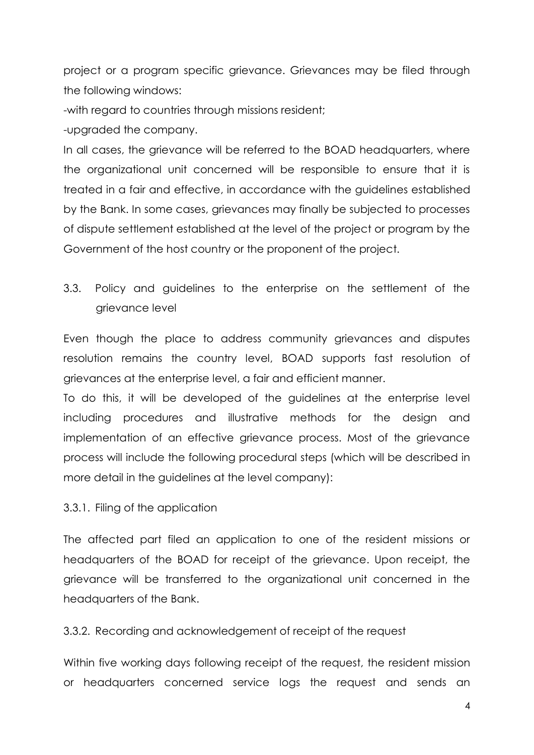project or a program specific grievance. Grievances may be filed through the following windows:

-with regard to countries through missions resident;

-upgraded the company.

In all cases, the grievance will be referred to the BOAD headquarters, where the organizational unit concerned will be responsible to ensure that it is treated in a fair and effective, in accordance with the guidelines established by the Bank. In some cases, grievances may finally be subjected to processes of dispute settlement established at the level of the project or program by the Government of the host country or the proponent of the project.

### 3.3. Policy and guidelines to the enterprise on the settlement of the grievance level

Even though the place to address community grievances and disputes resolution remains the country level, BOAD supports fast resolution of grievances at the enterprise level, a fair and efficient manner.

To do this, it will be developed of the guidelines at the enterprise level including procedures and illustrative methods for the design and implementation of an effective grievance process. Most of the grievance process will include the following procedural steps (which will be described in more detail in the guidelines at the level company):

#### 3.3.1. Filing of the application

The affected part filed an application to one of the resident missions or headquarters of the BOAD for receipt of the grievance. Upon receipt, the grievance will be transferred to the organizational unit concerned in the headquarters of the Bank.

#### 3.3.2. Recording and acknowledgement of receipt of the request

Within five working days following receipt of the request, the resident mission or headquarters concerned service logs the request and sends an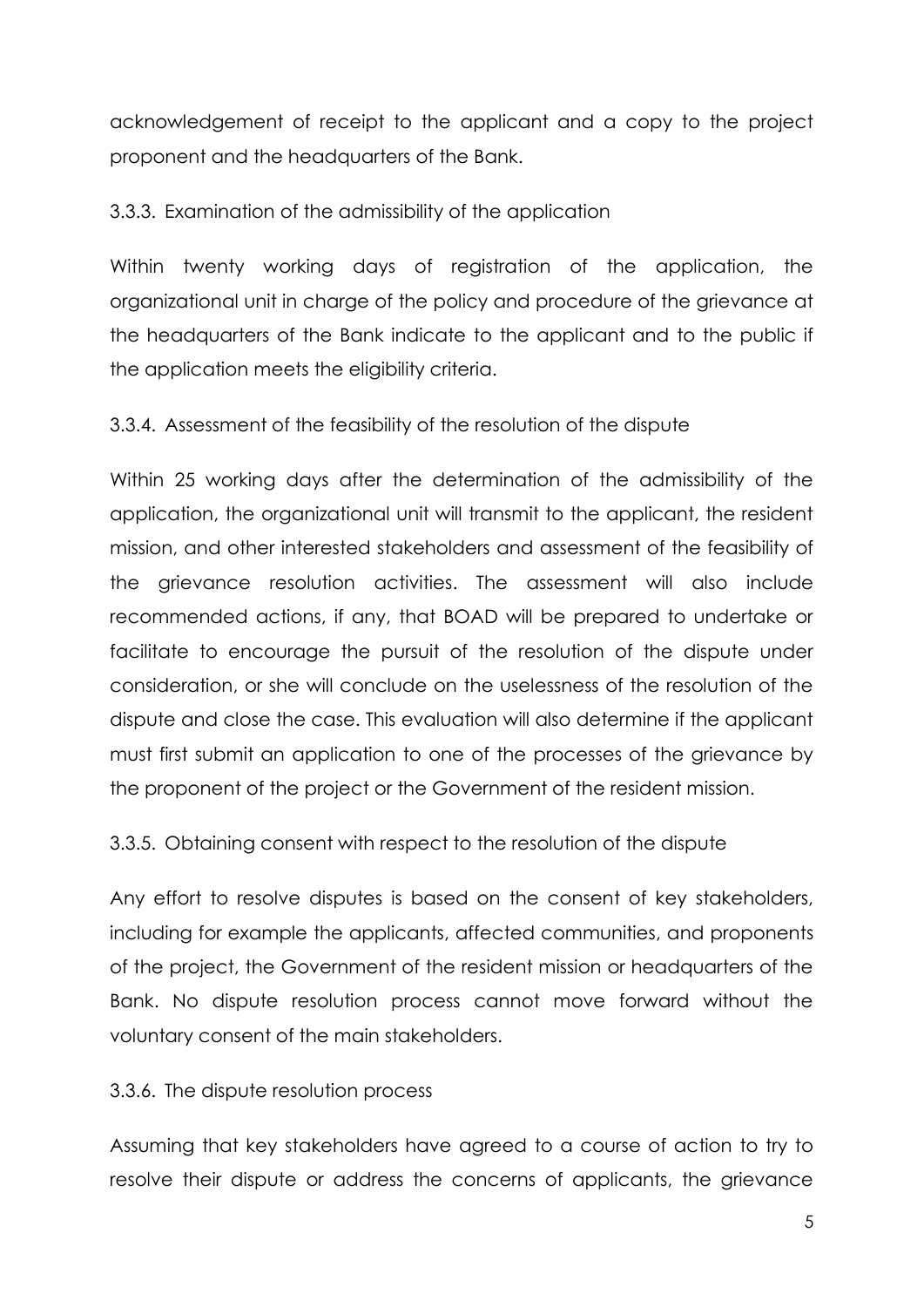acknowledgement of receipt to the applicant and a copy to the project proponent and the headquarters of the Bank.

### 3.3.3. Examination of the admissibility of the application

Within twenty working days of registration of the application, the organizational unit in charge of the policy and procedure of the grievance at the headquarters of the Bank indicate to the applicant and to the public if the application meets the eligibility criteria.

### 3.3.4. Assessment of the feasibility of the resolution of the dispute

Within 25 working days after the determination of the admissibility of the application, the organizational unit will transmit to the applicant, the resident mission, and other interested stakeholders and assessment of the feasibility of the grievance resolution activities. The assessment will also include recommended actions, if any, that BOAD will be prepared to undertake or facilitate to encourage the pursuit of the resolution of the dispute under consideration, or she will conclude on the uselessness of the resolution of the dispute and close the case. This evaluation will also determine if the applicant must first submit an application to one of the processes of the grievance by the proponent of the project or the Government of the resident mission.

### 3.3.5. Obtaining consent with respect to the resolution of the dispute

Any effort to resolve disputes is based on the consent of key stakeholders, including for example the applicants, affected communities, and proponents of the project, the Government of the resident mission or headquarters of the Bank. No dispute resolution process cannot move forward without the voluntary consent of the main stakeholders.

### 3.3.6. The dispute resolution process

Assuming that key stakeholders have agreed to a course of action to try to resolve their dispute or address the concerns of applicants, the grievance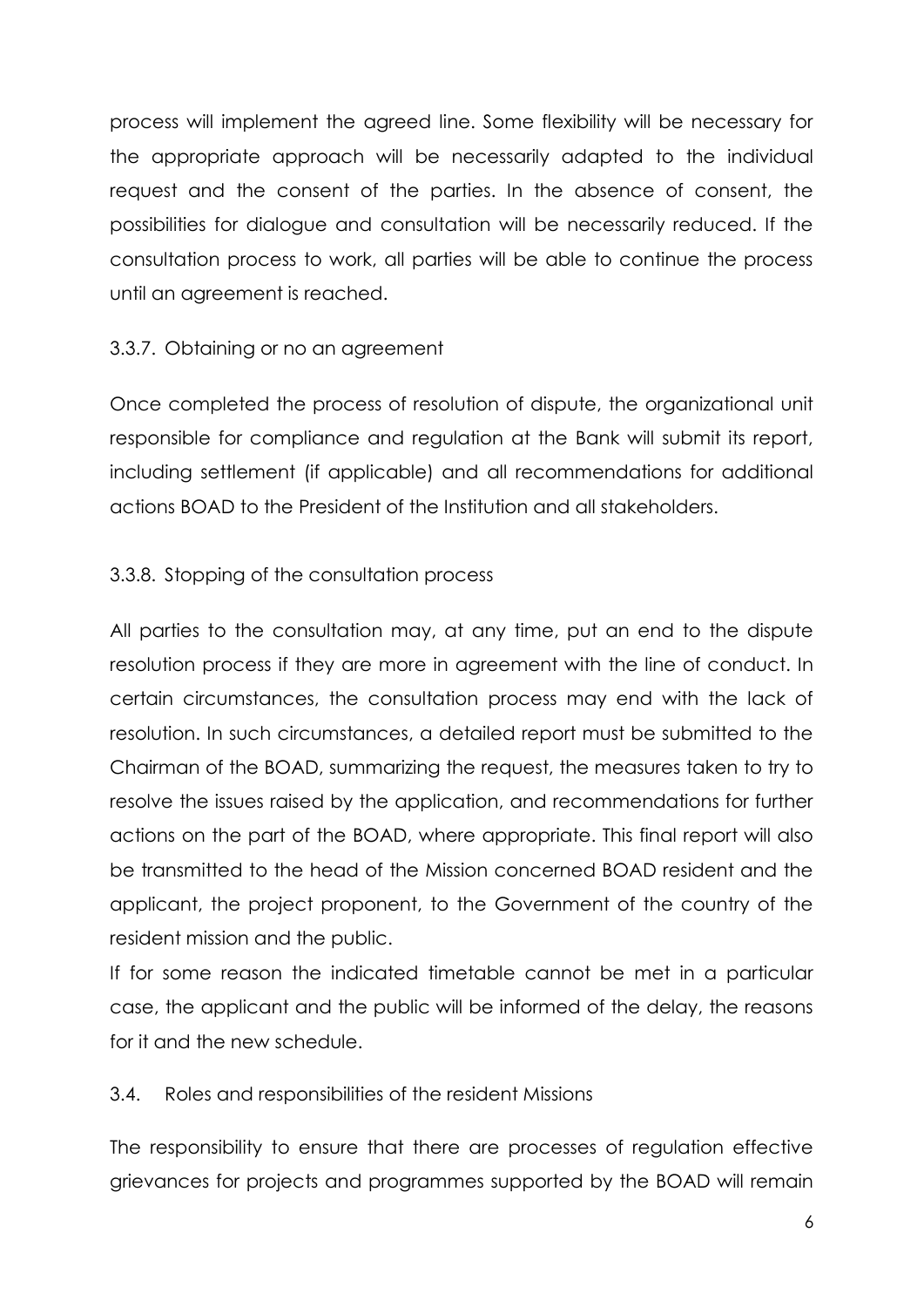process will implement the agreed line. Some flexibility will be necessary for the appropriate approach will be necessarily adapted to the individual request and the consent of the parties. In the absence of consent, the possibilities for dialogue and consultation will be necessarily reduced. If the consultation process to work, all parties will be able to continue the process until an agreement is reached.

#### 3.3.7. Obtaining or no an agreement

Once completed the process of resolution of dispute, the organizational unit responsible for compliance and regulation at the Bank will submit its report, including settlement (if applicable) and all recommendations for additional actions BOAD to the President of the Institution and all stakeholders.

#### 3.3.8. Stopping of the consultation process

All parties to the consultation may, at any time, put an end to the dispute resolution process if they are more in agreement with the line of conduct. In certain circumstances, the consultation process may end with the lack of resolution. In such circumstances, a detailed report must be submitted to the Chairman of the BOAD, summarizing the request, the measures taken to try to resolve the issues raised by the application, and recommendations for further actions on the part of the BOAD, where appropriate. This final report will also be transmitted to the head of the Mission concerned BOAD resident and the applicant, the project proponent, to the Government of the country of the resident mission and the public.

If for some reason the indicated timetable cannot be met in a particular case, the applicant and the public will be informed of the delay, the reasons for it and the new schedule.

### 3.4. Roles and responsibilities of the resident Missions

The responsibility to ensure that there are processes of regulation effective grievances for projects and programmes supported by the BOAD will remain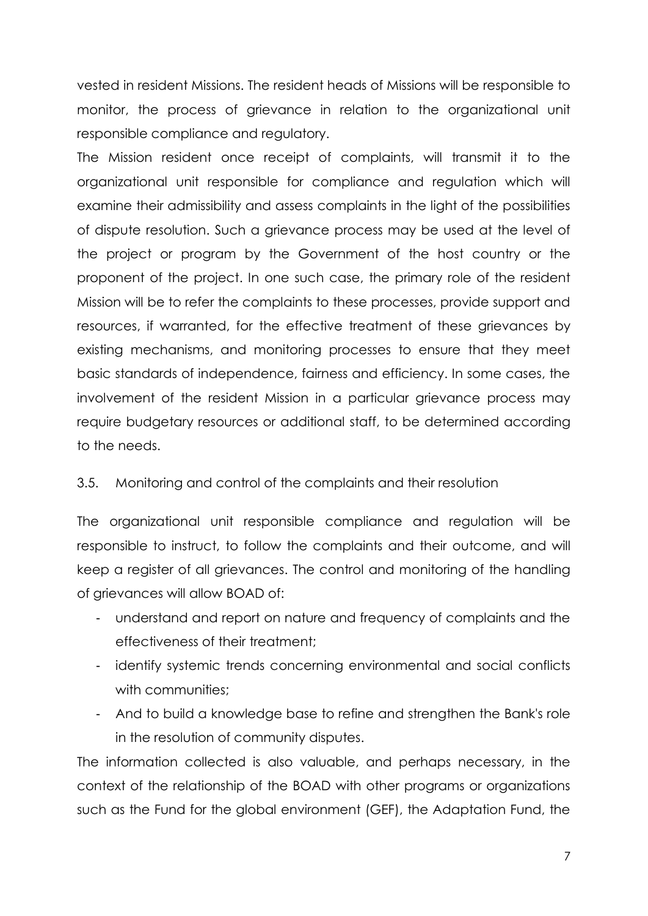vested in resident Missions. The resident heads of Missions will be responsible to monitor, the process of grievance in relation to the organizational unit responsible compliance and regulatory.

The Mission resident once receipt of complaints, will transmit it to the organizational unit responsible for compliance and regulation which will examine their admissibility and assess complaints in the light of the possibilities of dispute resolution. Such a grievance process may be used at the level of the project or program by the Government of the host country or the proponent of the project. In one such case, the primary role of the resident Mission will be to refer the complaints to these processes, provide support and resources, if warranted, for the effective treatment of these grievances by existing mechanisms, and monitoring processes to ensure that they meet basic standards of independence, fairness and efficiency. In some cases, the involvement of the resident Mission in a particular grievance process may require budgetary resources or additional staff, to be determined according to the needs.

### 3.5. Monitoring and control of the complaints and their resolution

The organizational unit responsible compliance and regulation will be responsible to instruct, to follow the complaints and their outcome, and will keep a register of all grievances. The control and monitoring of the handling of grievances will allow BOAD of:

- understand and report on nature and frequency of complaints and the effectiveness of their treatment;
- identify systemic trends concerning environmental and social conflicts with communities;
- And to build a knowledge base to refine and strengthen the Bank's role in the resolution of community disputes.

The information collected is also valuable, and perhaps necessary, in the context of the relationship of the BOAD with other programs or organizations such as the Fund for the global environment (GEF), the Adaptation Fund, the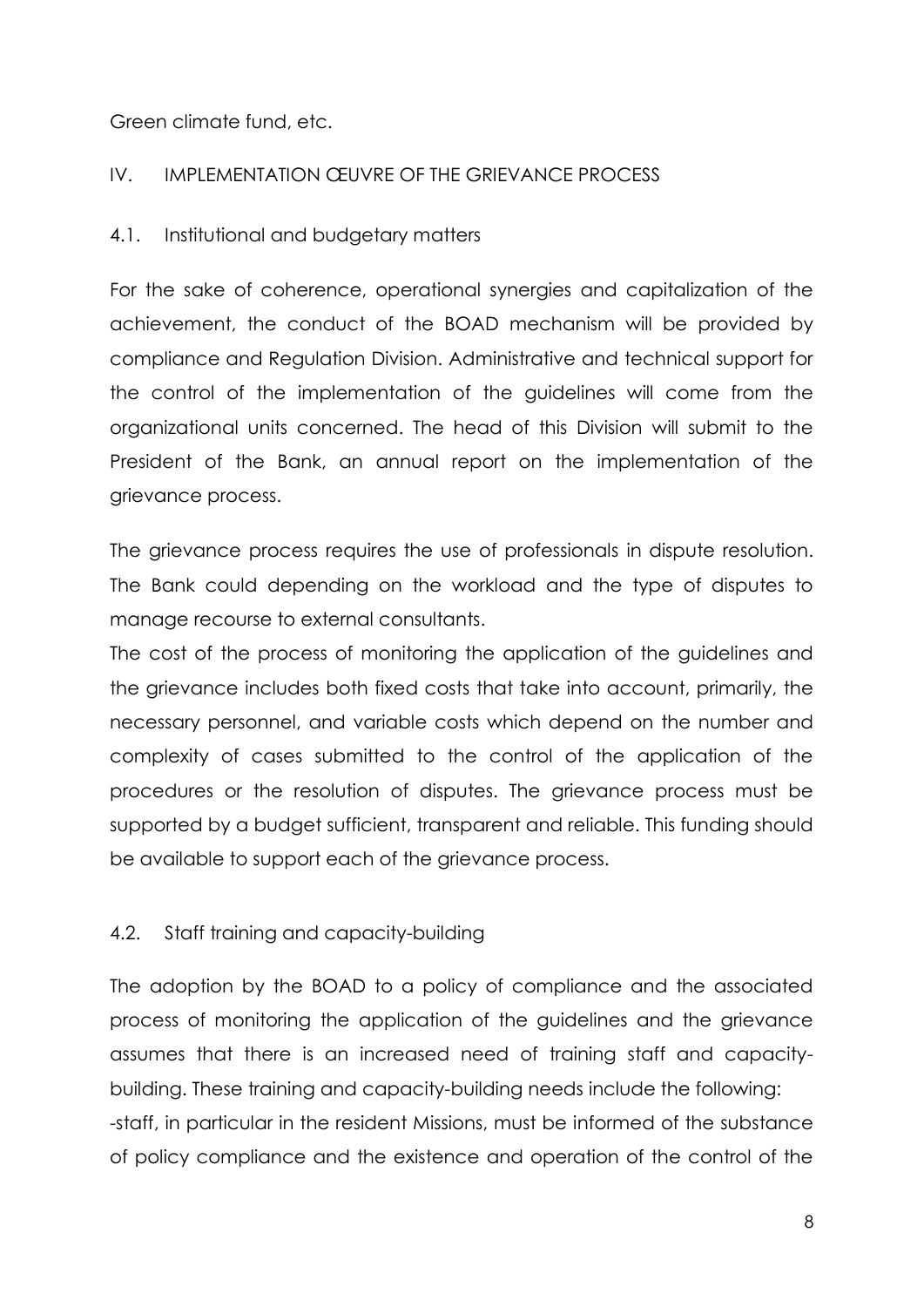Green climate fund, etc.

## IV. IMPLEMENTATION ŒUVRE OF THE GRIEVANCE PROCESS

### 4.1. Institutional and budgetary matters

For the sake of coherence, operational synergies and capitalization of the achievement, the conduct of the BOAD mechanism will be provided by compliance and Regulation Division. Administrative and technical support for the control of the implementation of the guidelines will come from the organizational units concerned. The head of this Division will submit to the President of the Bank, an annual report on the implementation of the grievance process.

The grievance process requires the use of professionals in dispute resolution. The Bank could depending on the workload and the type of disputes to manage recourse to external consultants.

The cost of the process of monitoring the application of the guidelines and the grievance includes both fixed costs that take into account, primarily, the necessary personnel, and variable costs which depend on the number and complexity of cases submitted to the control of the application of the procedures or the resolution of disputes. The grievance process must be supported by a budget sufficient, transparent and reliable. This funding should be available to support each of the grievance process.

### 4.2. Staff training and capacity-building

The adoption by the BOAD to a policy of compliance and the associated process of monitoring the application of the guidelines and the grievance assumes that there is an increased need of training staff and capacity-building. These training and capacity-building needs include the following:

-staff, in particular in the resident Missions, must be informed of the substance of policy compliance and the existence and operation of the control of the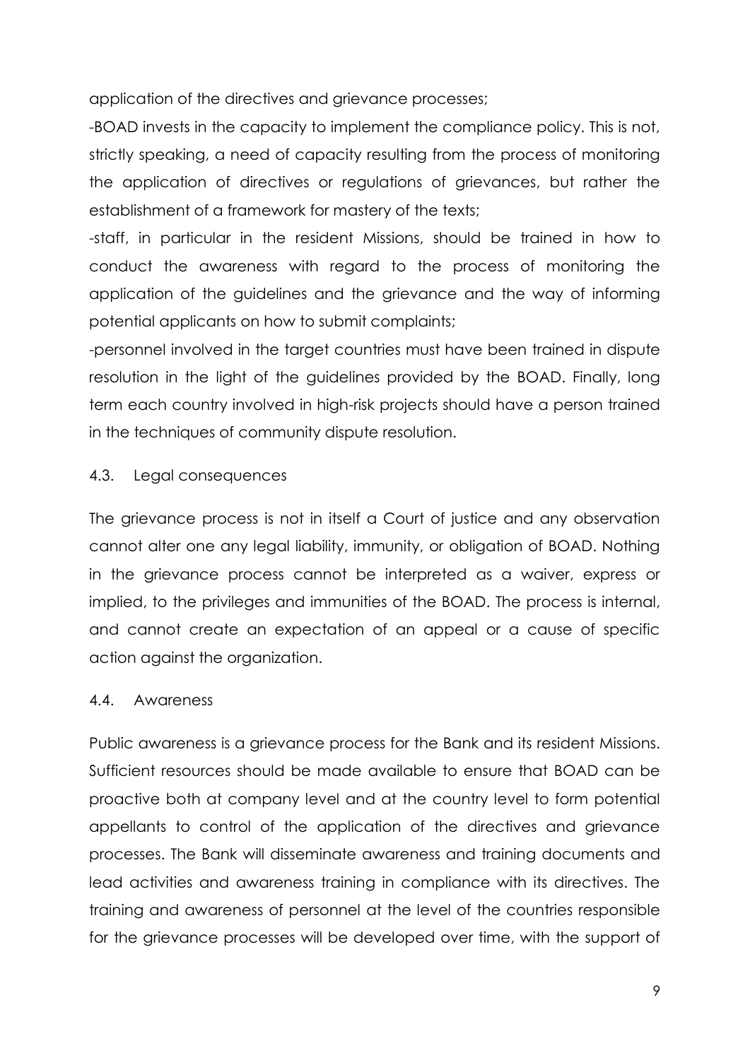application of the directives and grievance processes;

-BOAD invests in the capacity to implement the compliance policy. This is not, strictly speaking, a need of capacity resulting from the process of monitoring the application of directives or regulations of grievances, but rather the establishment of a framework for mastery of the texts;

-staff, in particular in the resident Missions, should be trained in how to conduct the awareness with regard to the process of monitoring the application of the guidelines and the grievance and the way of informing potential applicants on how to submit complaints;

-personnel involved in the target countries must have been trained in dispute resolution in the light of the guidelines provided by the BOAD. Finally, long term each country involved in high-risk projects should have a person trained in the techniques of community dispute resolution.

## 4.3. Legal consequences

The grievance process is not in itself a Court of justice and any observation cannot alter one any legal liability, immunity, or obligation of BOAD. Nothing in the grievance process cannot be interpreted as a waiver, express or implied, to the privileges and immunities of the BOAD. The process is internal, and cannot create an expectation of an appeal or a cause of specific action against the organization.

## 4.4. Awareness

Public awareness is a grievance process for the Bank and its resident Missions. Sufficient resources should be made available to ensure that BOAD can be proactive both at company level and at the country level to form potential appellants to control of the application of the directives and grievance processes. The Bank will disseminate awareness and training documents and lead activities and awareness training in compliance with its directives. The training and awareness of personnel at the level of the countries responsible for the grievance processes will be developed over time, with the support of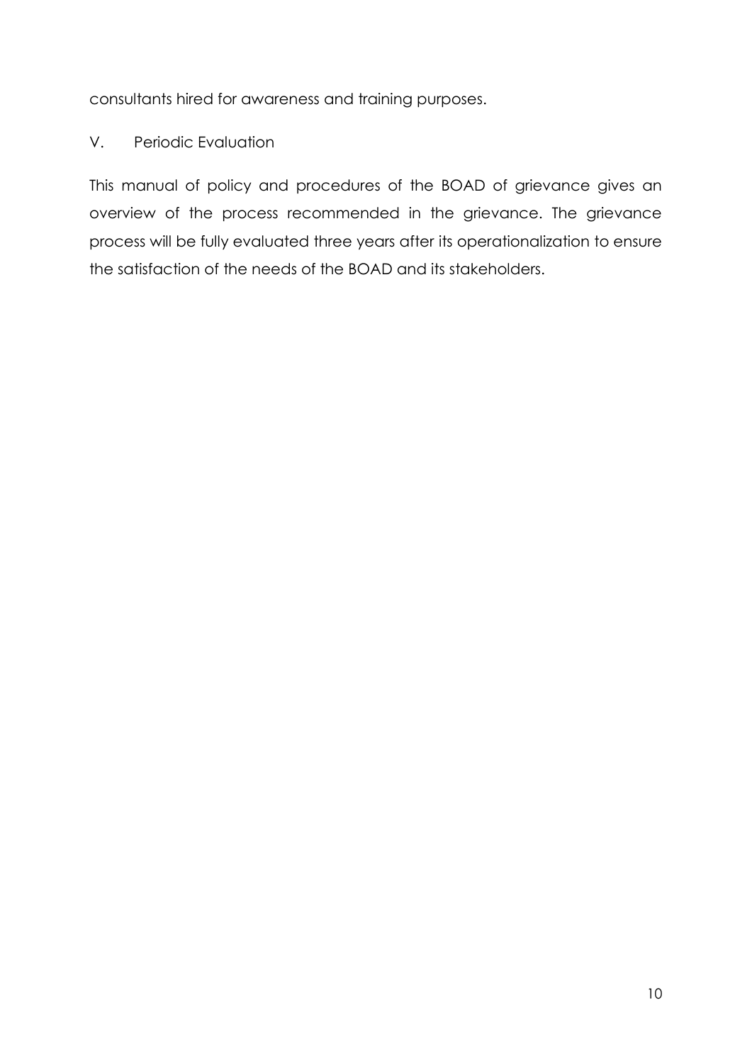consultants hired for awareness and training purposes.

## V. Periodic Evaluation

This manual of policy and procedures of the BOAD of grievance gives an overview of the process recommended in the grievance. The grievance process will be fully evaluated three years after its operationalization to ensure the satisfaction of the needs of the BOAD and its stakeholders.